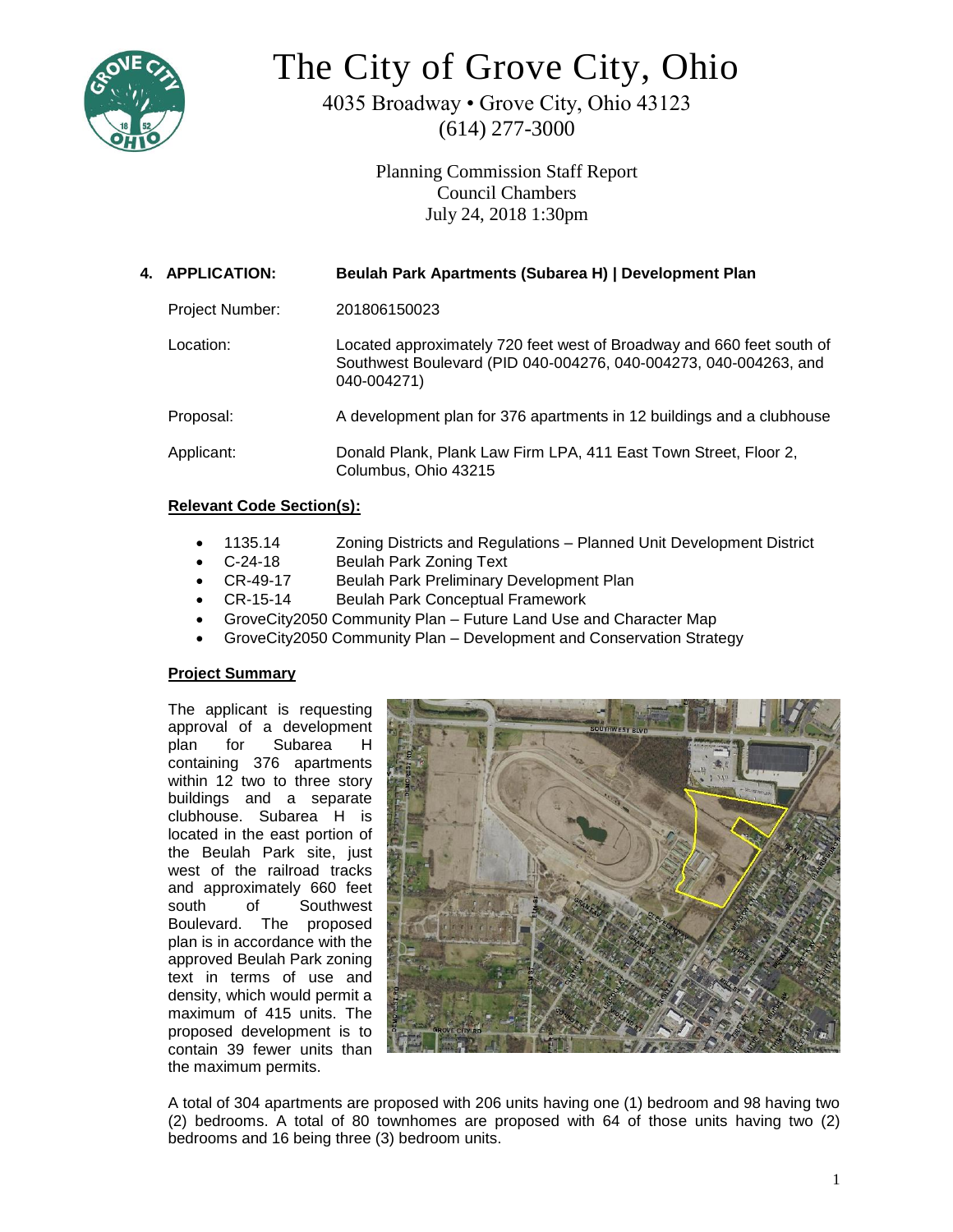# The City of Grove City, Ohio

4035 Broadway • Grove City, Ohio 43123
(614) 277-3000

Planning Commission Staff Report
Council Chambers
July 24, 2018 1:30pm

## 4. APPLICATION: Beulah Park Apartments (Subarea H) | Development Plan

Project Number: 201806150023

Location: Located approximately 720 feet west of Broadway and 660 feet south of Southwest Boulevard (PID 040-004276, 040-004273, 040-004263, and 040-004271)

Proposal: A development plan for 376 apartments in 12 buildings and a clubhouse

Applicant: Donald Plank, Plank Law Firm LPA, 411 East Town Street, Floor 2, Columbus, Ohio 43215

**Relevant Code Section(s):**

- 1135.14 Zoning Districts and Regulations – Planned Unit Development District
- C-24-18 Beulah Park Zoning Text
- CR-49-17 Beulah Park Preliminary Development Plan
- CR-15-14 Beulah Park Conceptual Framework
- GroveCity2050 Community Plan – Future Land Use and Character Map
- GroveCity2050 Community Plan – Development and Conservation Strategy

**Project Summary**

The applicant is requesting approval of a development plan for Subarea H containing 376 apartments within 12 two to three story buildings and a separate clubhouse. Subarea H is located in the east portion of the Beulah Park site, just west of the railroad tracks and approximately 660 feet south of Southwest Boulevard. The proposed plan is in accordance with the approved Beulah Park zoning text in terms of use and density, which would permit a maximum of 415 units. The proposed development is to contain 39 fewer units than the maximum permits.

A total of 304 apartments are proposed with 206 units having one (1) bedroom and 98 having two (2) bedrooms. A total of 80 townhomes are proposed with 64 of those units having two (2) bedrooms and 16 being three (3) bedroom units.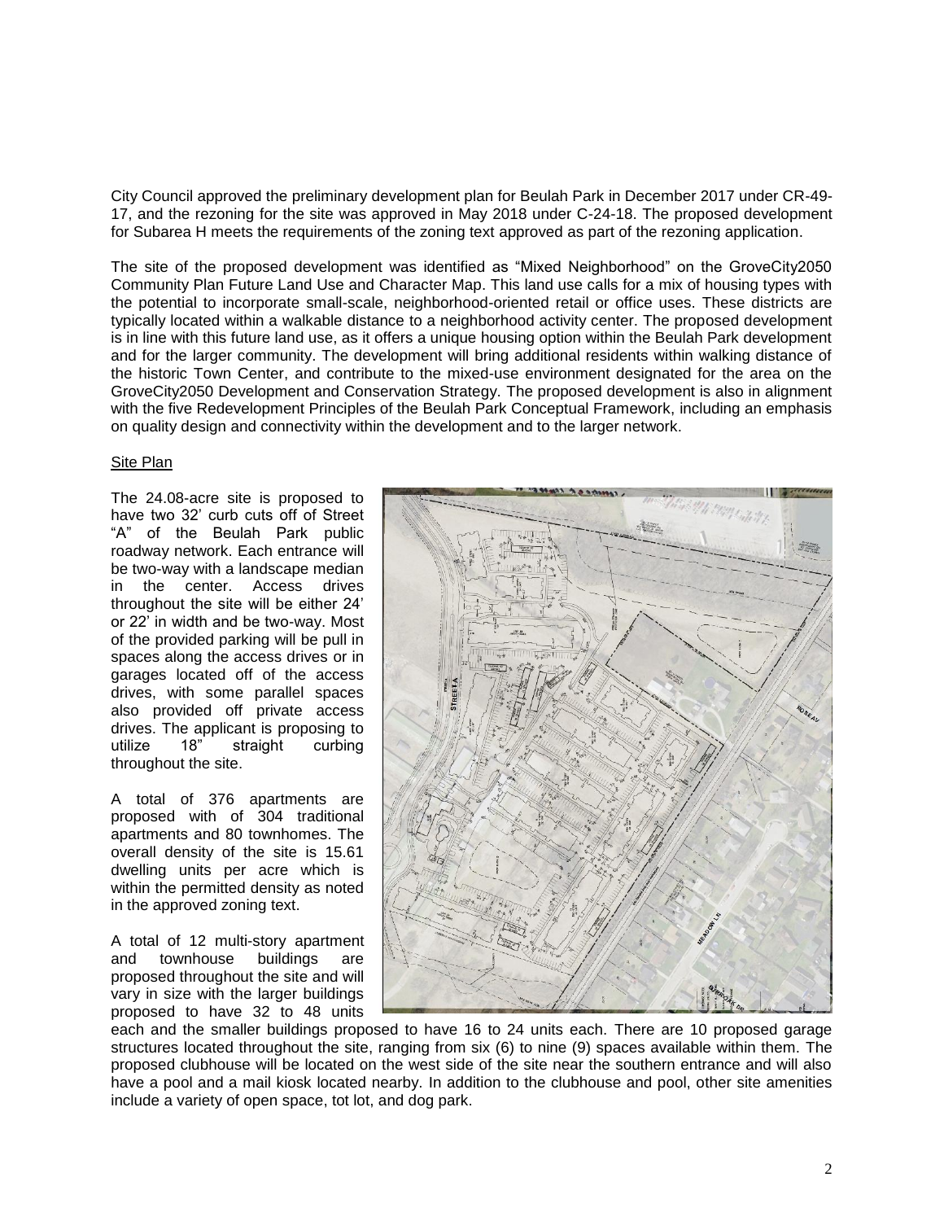City Council approved the preliminary development plan for Beulah Park in December 2017 under CR-49-17, and the rezoning for the site was approved in May 2018 under C-24-18. The proposed development for Subarea H meets the requirements of the zoning text approved as part of the rezoning application.

The site of the proposed development was identified as "Mixed Neighborhood" on the GroveCity2050 Community Plan Future Land Use and Character Map. This land use calls for a mix of housing types with the potential to incorporate small-scale, neighborhood-oriented retail or office uses. These districts are typically located within a walkable distance to a neighborhood activity center. The proposed development is in line with this future land use, as it offers a unique housing option within the Beulah Park development and for the larger community. The development will bring additional residents within walking distance of the historic Town Center, and contribute to the mixed-use environment designated for the area on the GroveCity2050 Development and Conservation Strategy. The proposed development is also in alignment with the five Redevelopment Principles of the Beulah Park Conceptual Framework, including an emphasis on quality design and connectivity within the development and to the larger network.

Site Plan

The 24.08-acre site is proposed to have two 32' curb cuts off of Street "A" of the Beulah Park public roadway network. Each entrance will be two-way with a landscape median in the center. Access drives throughout the site will be either 24' or 22' in width and be two-way. Most of the provided parking will be pull in spaces along the access drives or in garages located off of the access drives, with some parallel spaces also provided off private access drives. The applicant is proposing to utilize 18" straight curbing throughout the site.

A total of 376 apartments are proposed with of 304 traditional apartments and 80 townhomes. The overall density of the site is 15.61 dwelling units per acre which is within the permitted density as noted in the approved zoning text.

A total of 12 multi-story apartment and townhouse buildings are proposed throughout the site and will vary in size with the larger buildings proposed to have 32 to 48 units each and the smaller buildings proposed to have 16 to 24 units each. There are 10 proposed garage structures located throughout the site, ranging from six (6) to nine (9) spaces available within them. The proposed clubhouse will be located on the west side of the site near the southern entrance and will also have a pool and a mail kiosk located nearby. In addition to the clubhouse and pool, other site amenities include a variety of open space, tot lot, and dog park.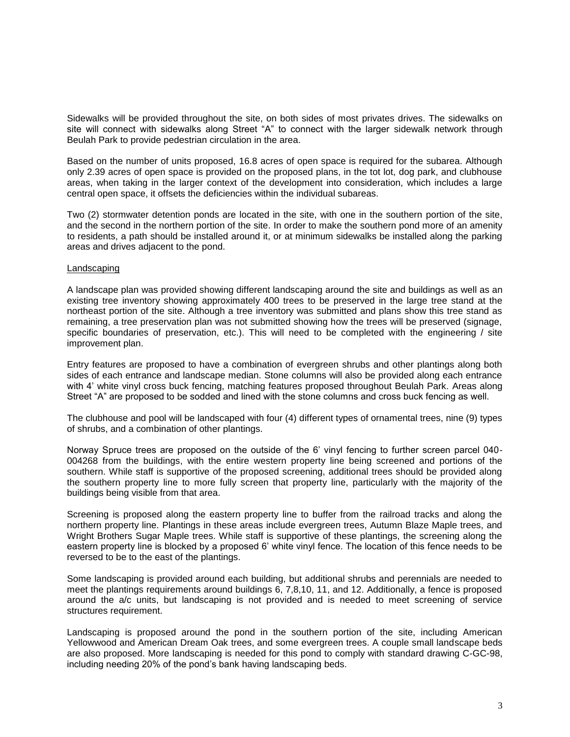Sidewalks will be provided throughout the site, on both sides of most privates drives. The sidewalks on site will connect with sidewalks along Street "A" to connect with the larger sidewalk network through Beulah Park to provide pedestrian circulation in the area.

Based on the number of units proposed, 16.8 acres of open space is required for the subarea. Although only 2.39 acres of open space is provided on the proposed plans, in the tot lot, dog park, and clubhouse areas, when taking in the larger context of the development into consideration, which includes a large central open space, it offsets the deficiencies within the individual subareas.

Two (2) stormwater detention ponds are located in the site, with one in the southern portion of the site, and the second in the northern portion of the site. In order to make the southern pond more of an amenity to residents, a path should be installed around it, or at minimum sidewalks be installed along the parking areas and drives adjacent to the pond.

<u>Landscaping</u>

A landscape plan was provided showing different landscaping around the site and buildings as well as an existing tree inventory showing approximately 400 trees to be preserved in the large tree stand at the northeast portion of the site. Although a tree inventory was submitted and plans show this tree stand as remaining, a tree preservation plan was not submitted showing how the trees will be preserved (signage, specific boundaries of preservation, etc.). This will need to be completed with the engineering / site improvement plan.

Entry features are proposed to have a combination of evergreen shrubs and other plantings along both sides of each entrance and landscape median. Stone columns will also be provided along each entrance with 4' white vinyl cross buck fencing, matching features proposed throughout Beulah Park. Areas along Street "A" are proposed to be sodded and lined with the stone columns and cross buck fencing as well.

The clubhouse and pool will be landscaped with four (4) different types of ornamental trees, nine (9) types of shrubs, and a combination of other plantings.

Norway Spruce trees are proposed on the outside of the 6' vinyl fencing to further screen parcel 040-004268 from the buildings, with the entire western property line being screened and portions of the southern. While staff is supportive of the proposed screening, additional trees should be provided along the southern property line to more fully screen that property line, particularly with the majority of the buildings being visible from that area.

Screening is proposed along the eastern property line to buffer from the railroad tracks and along the northern property line. Plantings in these areas include evergreen trees, Autumn Blaze Maple trees, and Wright Brothers Sugar Maple trees. While staff is supportive of these plantings, the screening along the eastern property line is blocked by a proposed 6' white vinyl fence. The location of this fence needs to be reversed to be to the east of the plantings.

Some landscaping is provided around each building, but additional shrubs and perennials are needed to meet the plantings requirements around buildings 6, 7,8,10, 11, and 12. Additionally, a fence is proposed around the a/c units, but landscaping is not provided and is needed to meet screening of service structures requirement.

Landscaping is proposed around the pond in the southern portion of the site, including American Yellowwood and American Dream Oak trees, and some evergreen trees. A couple small landscape beds are also proposed. More landscaping is needed for this pond to comply with standard drawing C-GC-98, including needing 20% of the pond's bank having landscaping beds.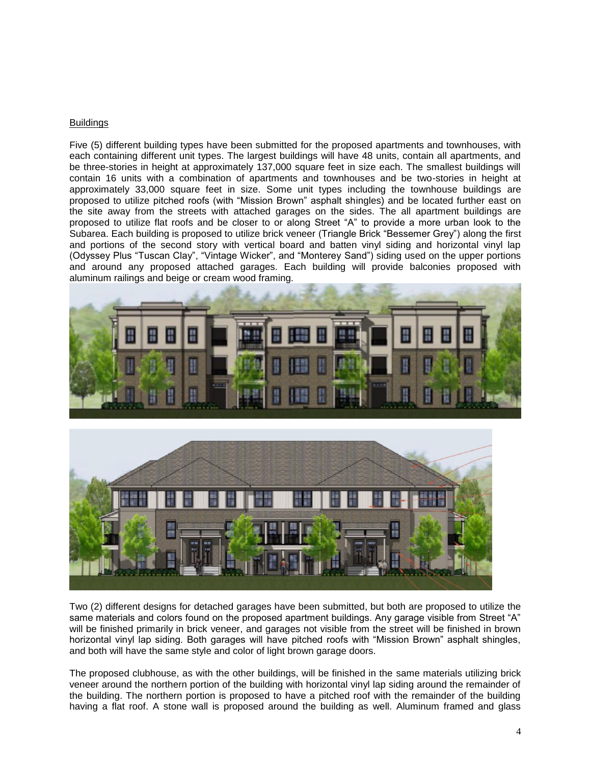Buildings

Five (5) different building types have been submitted for the proposed apartments and townhouses, with each containing different unit types. The largest buildings will have 48 units, contain all apartments, and be three-stories in height at approximately 137,000 square feet in size each. The smallest buildings will contain 16 units with a combination of apartments and townhouses and be two-stories in height at approximately 33,000 square feet in size. Some unit types including the townhouse buildings are proposed to utilize pitched roofs (with "Mission Brown" asphalt shingles) and be located further east on the site away from the streets with attached garages on the sides. The all apartment buildings are proposed to utilize flat roofs and be closer to or along Street "A" to provide a more urban look to the Subarea. Each building is proposed to utilize brick veneer (Triangle Brick "Bessemer Grey") along the first and portions of the second story with vertical board and batten vinyl siding and horizontal vinyl lap (Odyssey Plus "Tuscan Clay", "Vintage Wicker", and "Monterey Sand") siding used on the upper portions and around any proposed attached garages. Each building will provide balconies proposed with aluminum railings and beige or cream wood framing.

Two (2) different designs for detached garages have been submitted, but both are proposed to utilize the same materials and colors found on the proposed apartment buildings. Any garage visible from Street "A" will be finished primarily in brick veneer, and garages not visible from the street will be finished in brown horizontal vinyl lap siding. Both garages will have pitched roofs with "Mission Brown" asphalt shingles, and both will have the same style and color of light brown garage doors.

The proposed clubhouse, as with the other buildings, will be finished in the same materials utilizing brick veneer around the northern portion of the building with horizontal vinyl lap siding around the remainder of the building. The northern portion is proposed to have a pitched roof with the remainder of the building having a flat roof. A stone wall is proposed around the building as well. Aluminum framed and glass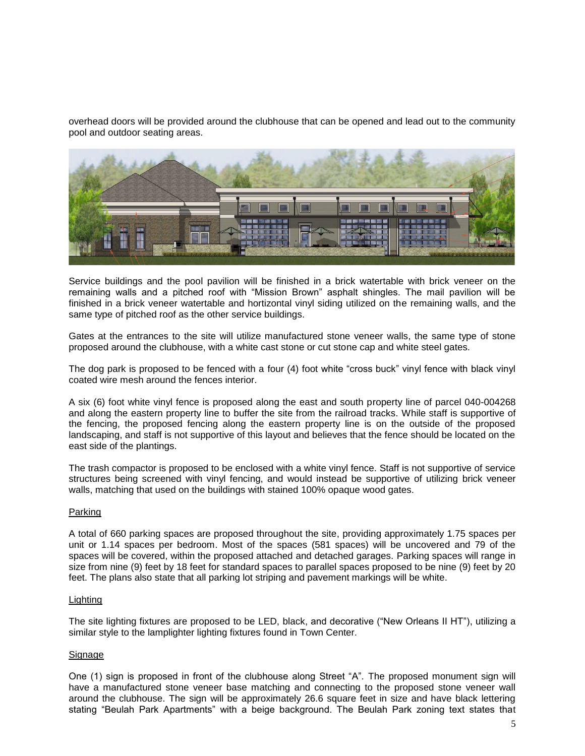overhead doors will be provided around the clubhouse that can be opened and lead out to the community pool and outdoor seating areas.

Service buildings and the pool pavilion will be finished in a brick watertable with brick veneer on the remaining walls and a pitched roof with "Mission Brown" asphalt shingles. The mail pavilion will be finished in a brick veneer watertable and hortizontal vinyl siding utilized on the remaining walls, and the same type of pitched roof as the other service buildings.

Gates at the entrances to the site will utilize manufactured stone veneer walls, the same type of stone proposed around the clubhouse, with a white cast stone or cut stone cap and white steel gates.

The dog park is proposed to be fenced with a four (4) foot white "cross buck" vinyl fence with black vinyl coated wire mesh around the fences interior.

A six (6) foot white vinyl fence is proposed along the east and south property line of parcel 040-004268 and along the eastern property line to buffer the site from the railroad tracks. While staff is supportive of the fencing, the proposed fencing along the eastern property line is on the outside of the proposed landscaping, and staff is not supportive of this layout and believes that the fence should be located on the east side of the plantings.

The trash compactor is proposed to be enclosed with a white vinyl fence. Staff is not supportive of service structures being screened with vinyl fencing, and would instead be supportive of utilizing brick veneer walls, matching that used on the buildings with stained 100% opaque wood gates.

Parking

A total of 660 parking spaces are proposed throughout the site, providing approximately 1.75 spaces per unit or 1.14 spaces per bedroom. Most of the spaces (581 spaces) will be uncovered and 79 of the spaces will be covered, within the proposed attached and detached garages. Parking spaces will range in size from nine (9) feet by 18 feet for standard spaces to parallel spaces proposed to be nine (9) feet by 20 feet. The plans also state that all parking lot striping and pavement markings will be white.

Lighting

The site lighting fixtures are proposed to be LED, black, and decorative ("New Orleans II HT"), utilizing a similar style to the lamplighter lighting fixtures found in Town Center.

Signage

One (1) sign is proposed in front of the clubhouse along Street "A". The proposed monument sign will have a manufactured stone veneer base matching and connecting to the proposed stone veneer wall around the clubhouse. The sign will be approximately 26.6 square feet in size and have black lettering stating "Beulah Park Apartments" with a beige background. The Beulah Park zoning text states that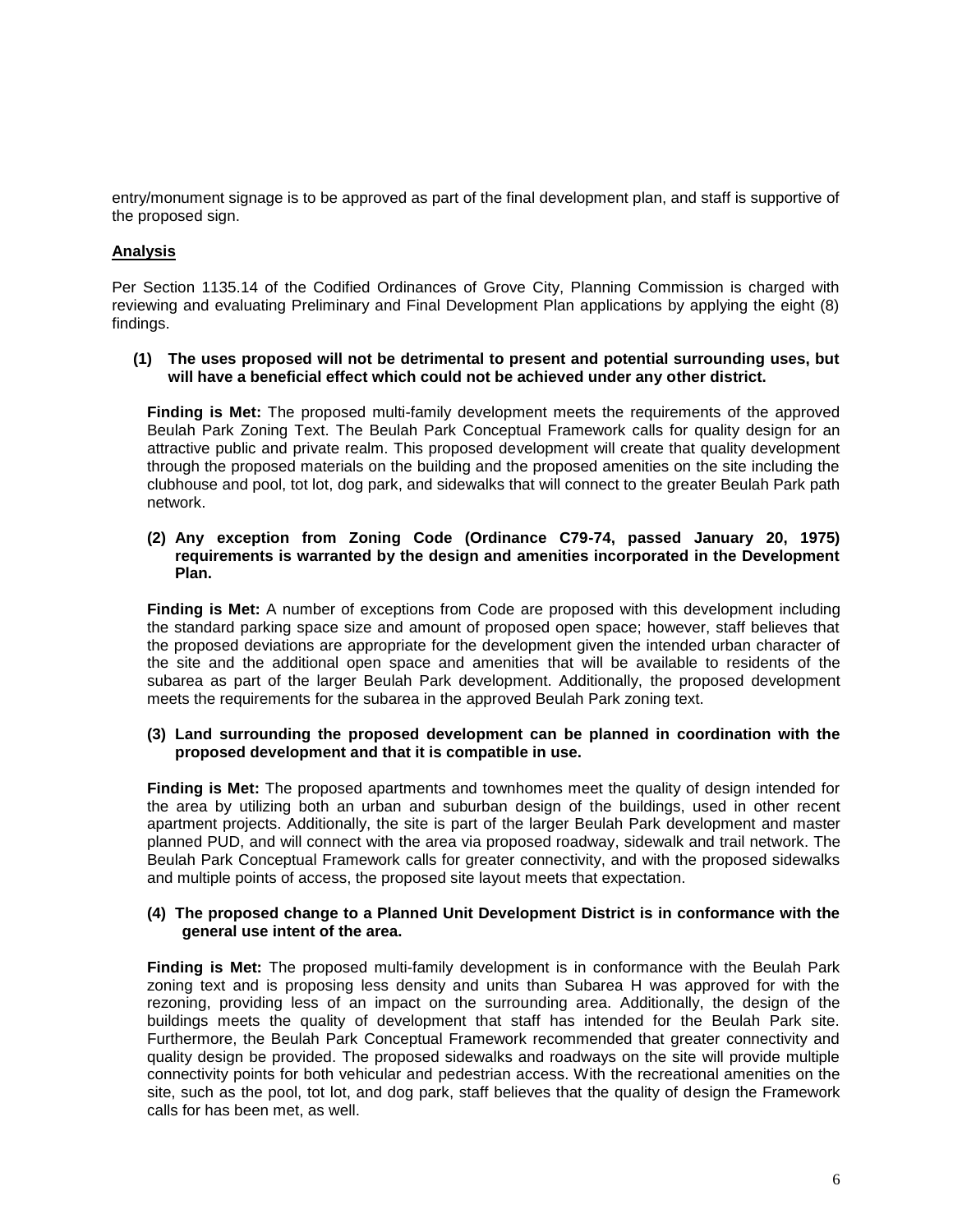entry/monument signage is to be approved as part of the final development plan, and staff is supportive of the proposed sign.

## Analysis

Per Section 1135.14 of the Codified Ordinances of Grove City, Planning Commission is charged with reviewing and evaluating Preliminary and Final Development Plan applications by applying the eight (8) findings.

**(1) The uses proposed will not be detrimental to present and potential surrounding uses, but will have a beneficial effect which could not be achieved under any other district.**

**Finding is Met:** The proposed multi-family development meets the requirements of the approved Beulah Park Zoning Text. The Beulah Park Conceptual Framework calls for quality design for an attractive public and private realm. This proposed development will create that quality development through the proposed materials on the building and the proposed amenities on the site including the clubhouse and pool, tot lot, dog park, and sidewalks that will connect to the greater Beulah Park path network.

**(2) Any exception from Zoning Code (Ordinance C79-74, passed January 20, 1975) requirements is warranted by the design and amenities incorporated in the Development Plan.**

**Finding is Met:** A number of exceptions from Code are proposed with this development including the standard parking space size and amount of proposed open space; however, staff believes that the proposed deviations are appropriate for the development given the intended urban character of the site and the additional open space and amenities that will be available to residents of the subarea as part of the larger Beulah Park development. Additionally, the proposed development meets the requirements for the subarea in the approved Beulah Park zoning text.

**(3) Land surrounding the proposed development can be planned in coordination with the proposed development and that it is compatible in use.**

**Finding is Met:** The proposed apartments and townhomes meet the quality of design intended for the area by utilizing both an urban and suburban design of the buildings, used in other recent apartment projects. Additionally, the site is part of the larger Beulah Park development and master planned PUD, and will connect with the area via proposed roadway, sidewalk and trail network. The Beulah Park Conceptual Framework calls for greater connectivity, and with the proposed sidewalks and multiple points of access, the proposed site layout meets that expectation.

**(4) The proposed change to a Planned Unit Development District is in conformance with the general use intent of the area.**

**Finding is Met:** The proposed multi-family development is in conformance with the Beulah Park zoning text and is proposing less density and units than Subarea H was approved for with the rezoning, providing less of an impact on the surrounding area. Additionally, the design of the buildings meets the quality of development that staff has intended for the Beulah Park site. Furthermore, the Beulah Park Conceptual Framework recommended that greater connectivity and quality design be provided. The proposed sidewalks and roadways on the site will provide multiple connectivity points for both vehicular and pedestrian access. With the recreational amenities on the site, such as the pool, tot lot, and dog park, staff believes that the quality of design the Framework calls for has been met, as well.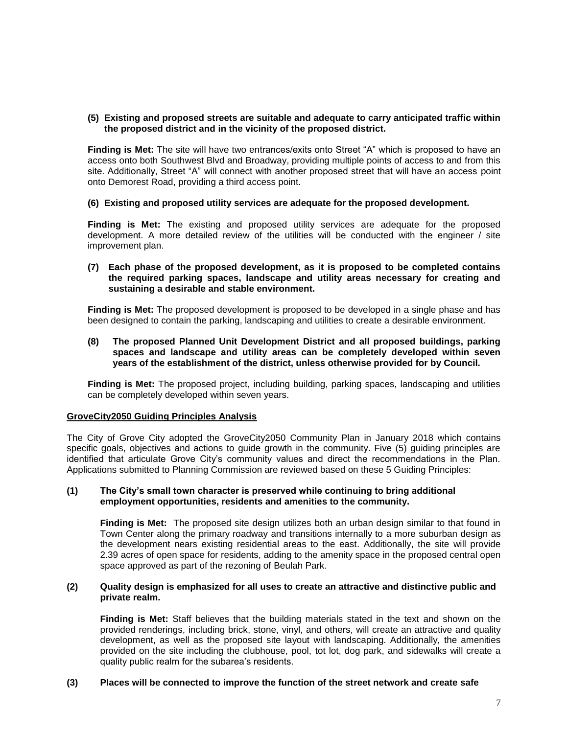**(5) Existing and proposed streets are suitable and adequate to carry anticipated traffic within the proposed district and in the vicinity of the proposed district.**

**Finding is Met:** The site will have two entrances/exits onto Street “A” which is proposed to have an access onto both Southwest Blvd and Broadway, providing multiple points of access to and from this site. Additionally, Street “A” will connect with another proposed street that will have an access point onto Demorest Road, providing a third access point.

**(6) Existing and proposed utility services are adequate for the proposed development.**

**Finding is Met:** The existing and proposed utility services are adequate for the proposed development. A more detailed review of the utilities will be conducted with the engineer / site improvement plan.

**(7) Each phase of the proposed development, as it is proposed to be completed contains the required parking spaces, landscape and utility areas necessary for creating and sustaining a desirable and stable environment.**

**Finding is Met:** The proposed development is proposed to be developed in a single phase and has been designed to contain the parking, landscaping and utilities to create a desirable environment.

**(8) The proposed Planned Unit Development District and all proposed buildings, parking spaces and landscape and utility areas can be completely developed within seven years of the establishment of the district, unless otherwise provided for by Council.**

**Finding is Met:** The proposed project, including building, parking spaces, landscaping and utilities can be completely developed within seven years.

## GroveCity2050 Guiding Principles Analysis

The City of Grove City adopted the GroveCity2050 Community Plan in January 2018 which contains specific goals, objectives and actions to guide growth in the community. Five (5) guiding principles are identified that articulate Grove City’s community values and direct the recommendations in the Plan. Applications submitted to Planning Commission are reviewed based on these 5 Guiding Principles:

**(1) The City’s small town character is preserved while continuing to bring additional employment opportunities, residents and amenities to the community.**

**Finding is Met:** The proposed site design utilizes both an urban design similar to that found in Town Center along the primary roadway and transitions internally to a more suburban design as the development nears existing residential areas to the east. Additionally, the site will provide 2.39 acres of open space for residents, adding to the amenity space in the proposed central open space approved as part of the rezoning of Beulah Park.

**(2) Quality design is emphasized for all uses to create an attractive and distinctive public and private realm.**

**Finding is Met:** Staff believes that the building materials stated in the text and shown on the provided renderings, including brick, stone, vinyl, and others, will create an attractive and quality development, as well as the proposed site layout with landscaping. Additionally, the amenities provided on the site including the clubhouse, pool, tot lot, dog park, and sidewalks will create a quality public realm for the subarea’s residents.

**(3) Places will be connected to improve the function of the street network and create safe**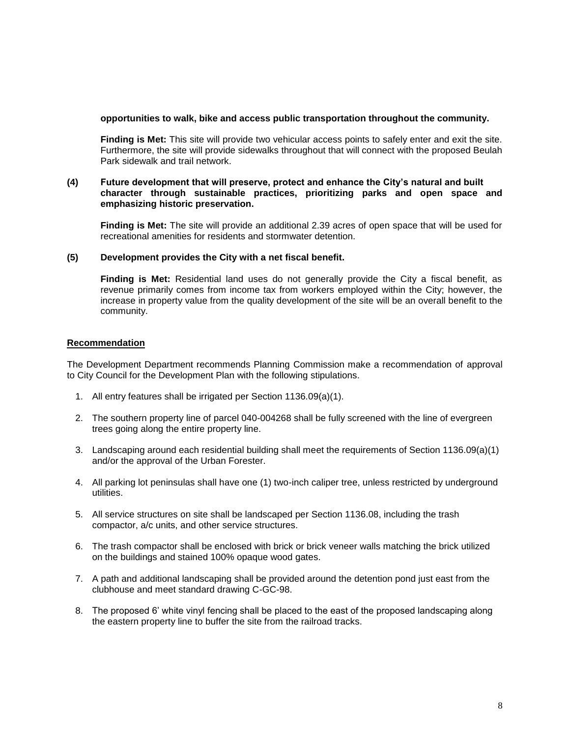**opportunities to walk, bike and access public transportation throughout the community.**

**Finding is Met:** This site will provide two vehicular access points to safely enter and exit the site. Furthermore, the site will provide sidewalks throughout that will connect with the proposed Beulah Park sidewalk and trail network.

**(4) Future development that will preserve, protect and enhance the City's natural and built character through sustainable practices, prioritizing parks and open space and emphasizing historic preservation.**

**Finding is Met:** The site will provide an additional 2.39 acres of open space that will be used for recreational amenities for residents and stormwater detention.

**(5) Development provides the City with a net fiscal benefit.**

**Finding is Met:** Residential land uses do not generally provide the City a fiscal benefit, as revenue primarily comes from income tax from workers employed within the City; however, the increase in property value from the quality development of the site will be an overall benefit to the community.

## Recommendation

The Development Department recommends Planning Commission make a recommendation of approval to City Council for the Development Plan with the following stipulations.

1. All entry features shall be irrigated per Section 1136.09(a)(1).
2. The southern property line of parcel 040-004268 shall be fully screened with the line of evergreen trees going along the entire property line.
3. Landscaping around each residential building shall meet the requirements of Section 1136.09(a)(1) and/or the approval of the Urban Forester.
4. All parking lot peninsulas shall have one (1) two-inch caliper tree, unless restricted by underground utilities.
5. All service structures on site shall be landscaped per Section 1136.08, including the trash compactor, a/c units, and other service structures.
6. The trash compactor shall be enclosed with brick or brick veneer walls matching the brick utilized on the buildings and stained 100% opaque wood gates.
7. A path and additional landscaping shall be provided around the detention pond just east from the clubhouse and meet standard drawing C-GC-98.
8. The proposed 6' white vinyl fencing shall be placed to the east of the proposed landscaping along the eastern property line to buffer the site from the railroad tracks.